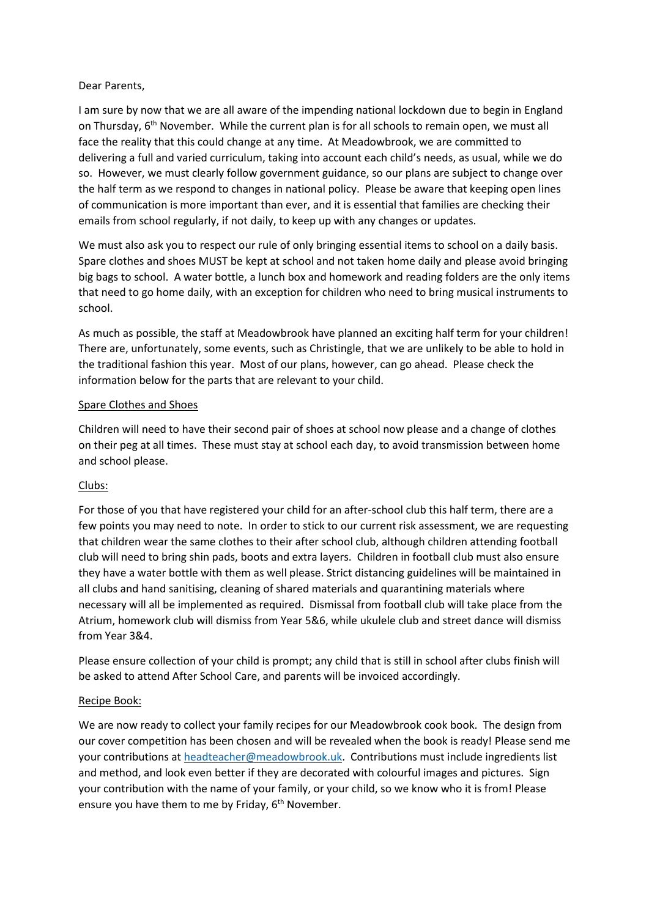Dear Parents,

I am sure by now that we are all aware of the impending national lockdown due to begin in England on Thursday, 6th November. While the current plan is for all schools to remain open, we must all face the reality that this could change at any time. At Meadowbrook, we are committed to delivering a full and varied curriculum, taking into account each child's needs, as usual, while we do so. However, we must clearly follow government guidance, so our plans are subject to change over the half term as we respond to changes in national policy. Please be aware that keeping open lines of communication is more important than ever, and it is essential that families are checking their emails from school regularly, if not daily, to keep up with any changes or updates.

We must also ask you to respect our rule of only bringing essential items to school on a daily basis. Spare clothes and shoes MUST be kept at school and not taken home daily and please avoid bringing big bags to school. A water bottle, a lunch box and homework and reading folders are the only items that need to go home daily, with an exception for children who need to bring musical instruments to school.

As much as possible, the staff at Meadowbrook have planned an exciting half term for your children! There are, unfortunately, some events, such as Christingle, that we are unlikely to be able to hold in the traditional fashion this year. Most of our plans, however, can go ahead. Please check the information below for the parts that are relevant to your child.

<u>Spare Clothes and Shoes</u>

Children will need to have their second pair of shoes at school now please and a change of clothes on their peg at all times. These must stay at school each day, to avoid transmission between home and school please.

<u>Clubs:</u>

For those of you that have registered your child for an after-school club this half term, there are a few points you may need to note. In order to stick to our current risk assessment, we are requesting that children wear the same clothes to their after school club, although children attending football club will need to bring shin pads, boots and extra layers. Children in football club must also ensure they have a water bottle with them as well please. Strict distancing guidelines will be maintained in all clubs and hand sanitising, cleaning of shared materials and quarantining materials where necessary will all be implemented as required. Dismissal from football club will take place from the Atrium, homework club will dismiss from Year 5&6, while ukulele club and street dance will dismiss from Year 3&4.

Please ensure collection of your child is prompt; any child that is still in school after clubs finish will be asked to attend After School Care, and parents will be invoiced accordingly.

<u>Recipe Book:</u>

We are now ready to collect your family recipes for our Meadowbrook cook book. The design from our cover competition has been chosen and will be revealed when the book is ready! Please send me your contributions at headteacher@meadowbrook.uk. Contributions must include ingredients list and method, and look even better if they are decorated with colourful images and pictures. Sign your contribution with the name of your family, or your child, so we know who it is from! Please ensure you have them to me by Friday, 6th November.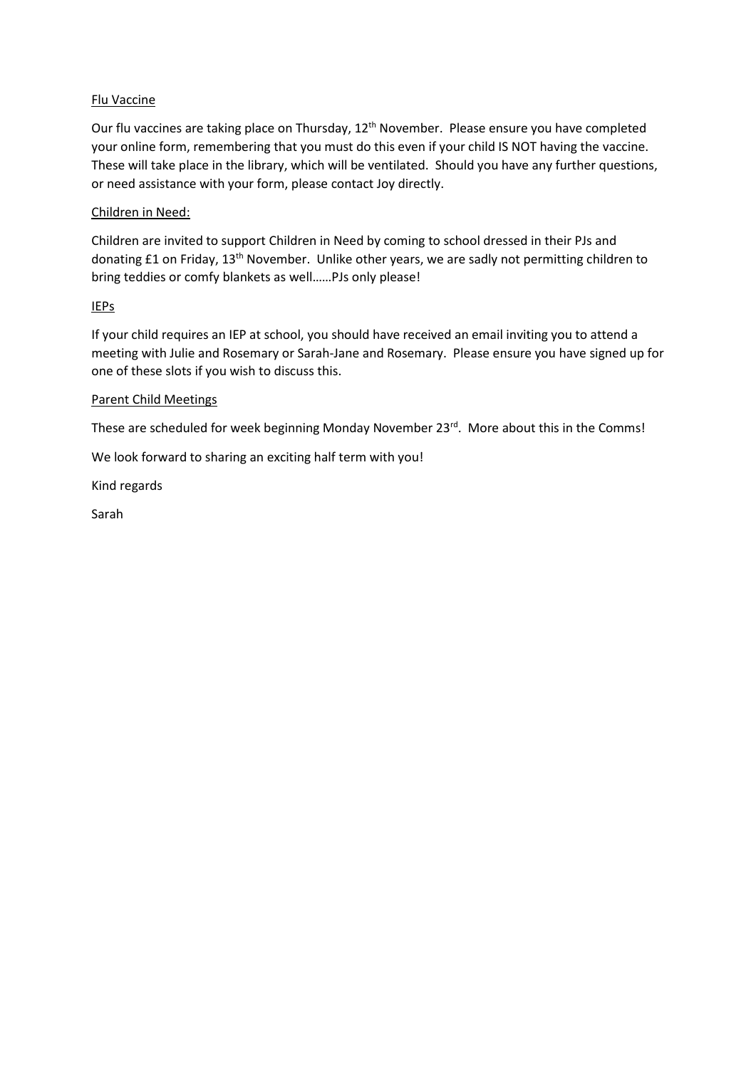Flu Vaccine

Our flu vaccines are taking place on Thursday, 12th November. Please ensure you have completed your online form, remembering that you must do this even if your child IS NOT having the vaccine. These will take place in the library, which will be ventilated. Should you have any further questions, or need assistance with your form, please contact Joy directly.

Children in Need:

Children are invited to support Children in Need by coming to school dressed in their PJs and donating £1 on Friday, 13th November. Unlike other years, we are sadly not permitting children to bring teddies or comfy blankets as well……PJs only please!

IEPs

If your child requires an IEP at school, you should have received an email inviting you to attend a meeting with Julie and Rosemary or Sarah-Jane and Rosemary. Please ensure you have signed up for one of these slots if you wish to discuss this.

Parent Child Meetings

These are scheduled for week beginning Monday November 23rd. More about this in the Comms!

We look forward to sharing an exciting half term with you!

Kind regards

Sarah